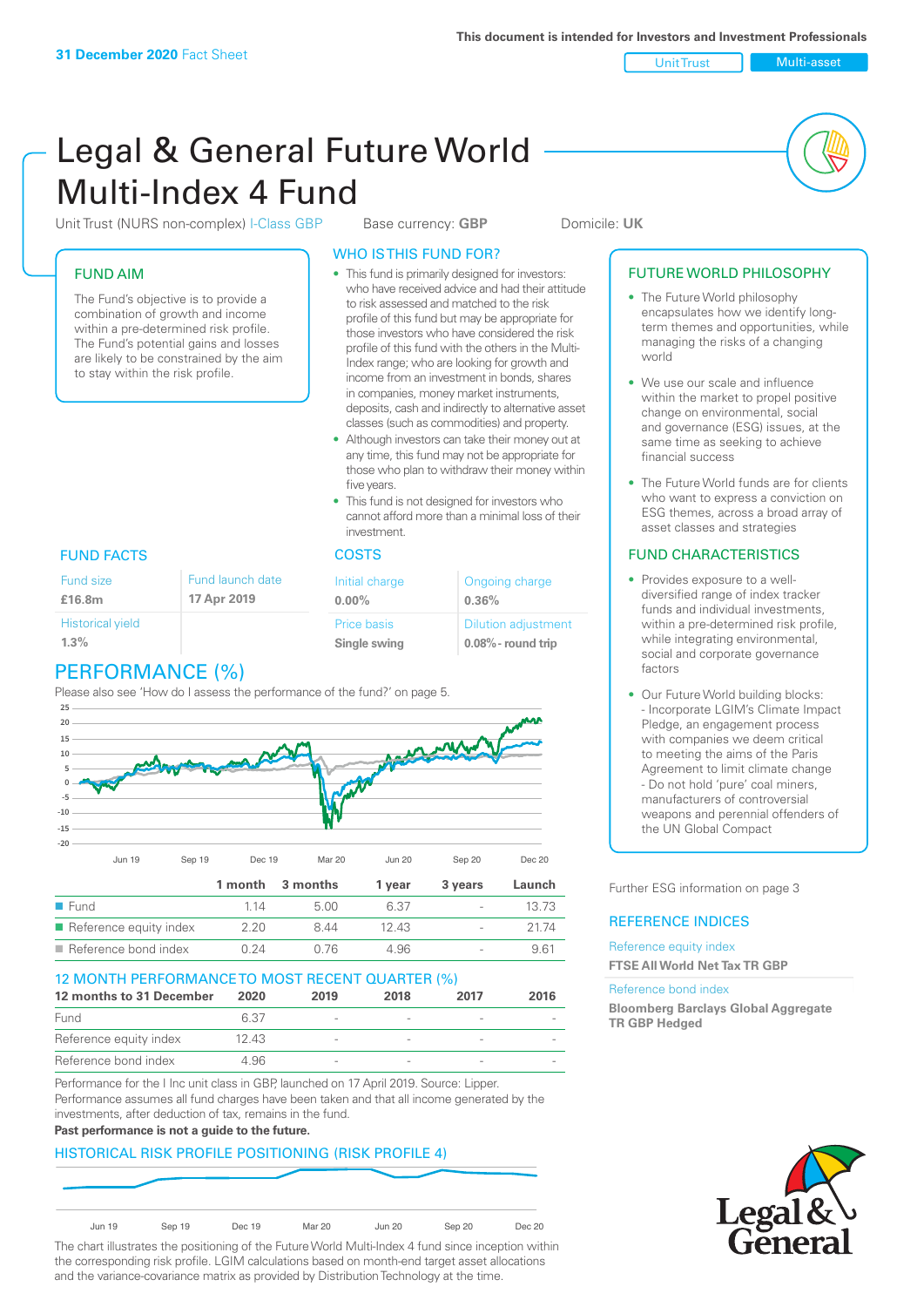This document is intended for Investors and Investment Professionals

**31 December 2020** Fact Sheet

Unit Trust | Multi-asset

# Legal & General Future World Multi-Index 4 Fund

Unit Trust (NURS non-complex) I-Class GBP | Base currency: **GBP** | Domicile: **UK**

## FUND AIM

The Fund's objective is to provide a combination of growth and income within a pre-determined risk profile. The Fund's potential gains and losses are likely to be constrained by the aim to stay within the risk profile.

## WHO IS THIS FUND FOR?

- This fund is primarily designed for investors: who have received advice and had their attitude to risk assessed and matched to the risk profile of this fund but may be appropriate for those investors who have considered the risk profile of this fund with the others in the Multi-Index range; who are looking for growth and income from an investment in bonds, shares in companies, money market instruments, deposits, cash and indirectly to alternative asset classes (such as commodities) and property.
- Although investors can take their money out at any time, this fund may not be appropriate for those who plan to withdraw their money within five years.
- This fund is not designed for investors who cannot afford more than a minimal loss of their investment.

## FUND FACTS

| Fund size | Fund launch date |
|---|---|
| **£16.8m** | **17 Apr 2019** |
| Historical yield | |
| **1.3%** | |

## COSTS

| Initial charge | Ongoing charge |
|---|---|
| **0.00%** | **0.36%** |
| Price basis | Dilution adjustment |
| **Single swing** | **0.08%- round trip** |

## PERFORMANCE (%)

Please also see 'How do I assess the performance of the fund?' on page 5.

| | 1 month | 3 months | 1 year | 3 years | Launch |
|---|---|---|---|---|---|
| Fund | 1.14 | 5.00 | 6.37 | - | 13.73 |
| Reference equity index | 2.20 | 8.44 | 12.43 | - | 21.74 |
| Reference bond index | 0.24 | 0.76 | 4.96 | - | 9.61 |

## 12 MONTH PERFORMANCE TO MOST RECENT QUARTER (%)

| 12 months to 31 December | 2020 | 2019 | 2018 | 2017 | 2016 |
|---|---|---|---|---|---|
| Fund | 6.37 | - | - | - | - |
| Reference equity index | 12.43 | - | - | - | - |
| Reference bond index | 4.96 | - | - | - | - |

Performance for the I Inc unit class in GBP, launched on 17 April 2019. Source: Lipper. Performance assumes all fund charges have been taken and that all income generated by the investments, after deduction of tax, remains in the fund.

**Past performance is not a guide to the future.**

## HISTORICAL RISK PROFILE POSITIONING (RISK PROFILE 4)

The chart illustrates the positioning of the Future World Multi-Index 4 fund since inception within the corresponding risk profile. LGIM calculations based on month-end target asset allocations and the variance-covariance matrix as provided by Distribution Technology at the time.

## FUTURE WORLD PHILOSOPHY

- The Future World philosophy encapsulates how we identify long-term themes and opportunities, while managing the risks of a changing world
- We use our scale and influence within the market to propel positive change on environmental, social and governance (ESG) issues, at the same time as seeking to achieve financial success
- The Future World funds are for clients who want to express a conviction on ESG themes, across a broad array of asset classes and strategies

## FUND CHARACTERISTICS

- Provides exposure to a well-diversified range of index tracker funds and individual investments, within a pre-determined risk profile, while integrating environmental, social and corporate governance factors
- Our Future World building blocks:
  - Incorporate LGIM's Climate Impact Pledge, an engagement process with companies we deem critical to meeting the aims of the Paris Agreement to limit climate change
  - Do not hold 'pure' coal miners, manufacturers of controversial weapons and perennial offenders of the UN Global Compact

Further ESG information on page 3

## REFERENCE INDICES

Reference equity index
**FTSE All World Net Tax TR GBP**

Reference bond index
**Bloomberg Barclays Global Aggregate TR GBP Hedged**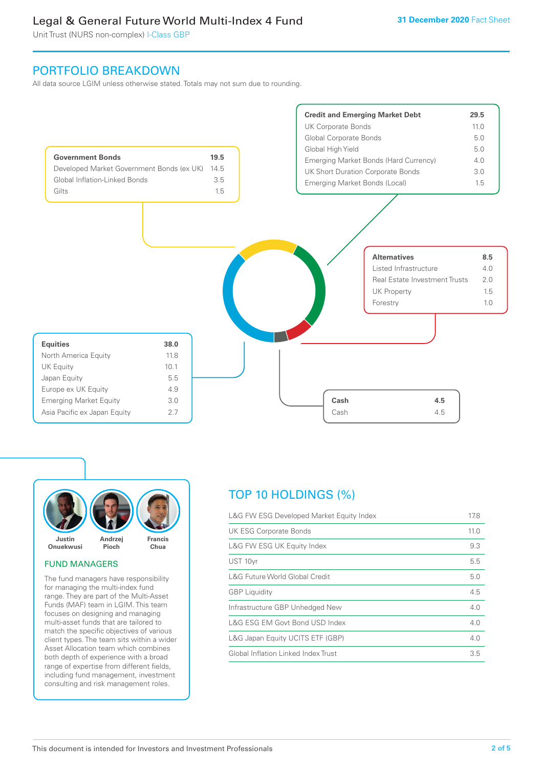# Legal & General Future World Multi-Index 4 Fund

Unit Trust (NURS non-complex) I-Class GBP

31 December 2020 Fact Sheet

## PORTFOLIO BREAKDOWN

All data source LGIM unless otherwise stated. Totals may not sum due to rounding.

| Government Bonds | 19.5 |
|---|---|
| Developed Market Government Bonds (ex UK) | 14.5 |
| Global Inflation-Linked Bonds | 3.5 |
| Gilts | 1.5 |

| Credit and Emerging Market Debt | 29.5 |
|---|---|
| UK Corporate Bonds | 11.0 |
| Global Corporate Bonds | 5.0 |
| Global High Yield | 5.0 |
| Emerging Market Bonds (Hard Currency) | 4.0 |
| UK Short Duration Corporate Bonds | 3.0 |
| Emerging Market Bonds (Local) | 1.5 |

| Alternatives | 8.5 |
|---|---|
| Listed Infrastructure | 4.0 |
| Real Estate Investment Trusts | 2.0 |
| UK Property | 1.5 |
| Forestry | 1.0 |

| Equities | 38.0 |
|---|---|
| North America Equity | 11.8 |
| UK Equity | 10.1 |
| Japan Equity | 5.5 |
| Europe ex UK Equity | 4.9 |
| Emerging Market Equity | 3.0 |
| Asia Pacific ex Japan Equity | 2.7 |

| Cash | 4.5 |
|---|---|
| Cash | 4.5 |

Justin Onuekwusi · Andrzej Pioch · Francis Chua

## FUND MANAGERS

The fund managers have responsibility for managing the multi-index fund range. They are part of the Multi-Asset Funds (MAF) team in LGIM. This team focuses on designing and managing multi-asset funds that are tailored to match the specific objectives of various client types. The team sits within a wider Asset Allocation team which combines both depth of experience with a broad range of expertise from different fields, including fund management, investment consulting and risk management roles.

## TOP 10 HOLDINGS (%)

| Holding | % |
|---|---|
| L&G FW ESG Developed Market Equity Index | 17.8 |
| UK ESG Corporate Bonds | 11.0 |
| L&G FW ESG UK Equity Index | 9.3 |
| UST 10yr | 5.5 |
| L&G Future World Global Credit | 5.0 |
| GBP Liquidity | 4.5 |
| Infrastructure GBP Unhedged New | 4.0 |
| L&G ESG EM Govt Bond USD Index | 4.0 |
| L&G Japan Equity UCITS ETF (GBP) | 4.0 |
| Global Inflation Linked Index Trust | 3.5 |

This document is intended for Investors and Investment Professionals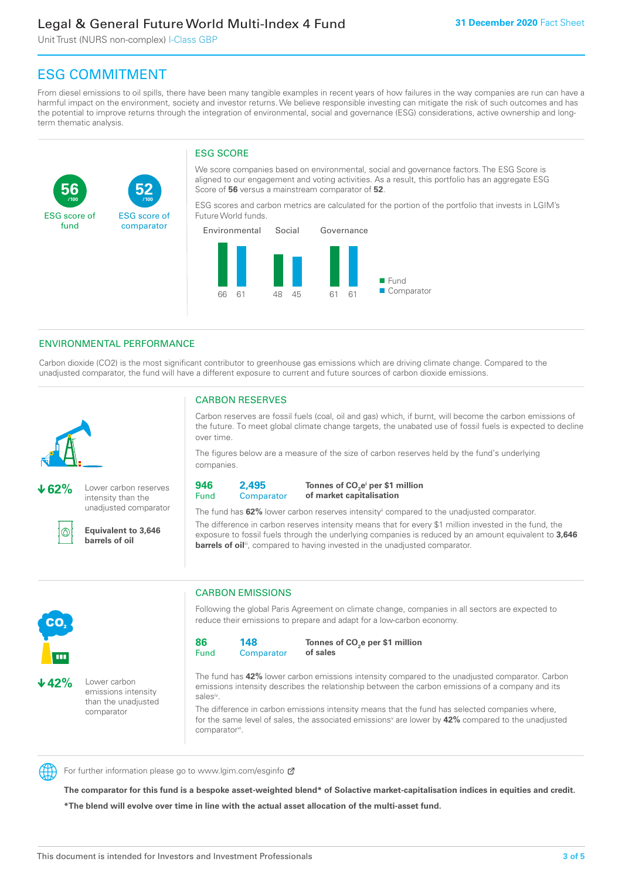# ESG COMMITMENT

From diesel emissions to oil spills, there have been many tangible examples in recent years of how failures in the way companies are run can have a harmful impact on the environment, society and investor returns. We believe responsible investing can mitigate the risk of such outcomes and has the potential to improve returns through the integration of environmental, social and governance (ESG) considerations, active ownership and long-term thematic analysis.

**56** /100 ESG score of fund

**52** /100 ESG score of comparator

## ESG SCORE

We score companies based on environmental, social and governance factors. The ESG Score is aligned to our engagement and voting activities. As a result, this portfolio has an aggregate ESG Score of **56** versus a mainstream comparator of **52**.

ESG scores and carbon metrics are calculated for the portion of the portfolio that invests in LGIM's Future World funds.

| | Environmental | Social | Governance |
|---|---|---|---|
| Fund | 66 | 48 | 61 |
| Comparator | 61 | 45 | 61 |

## ENVIRONMENTAL PERFORMANCE

Carbon dioxide (CO2) is the most significant contributor to greenhouse gas emissions which are driving climate change. Compared to the unadjusted comparator, the fund will have a different exposure to current and future sources of carbon dioxide emissions.

**↓62%** Lower carbon reserves intensity than the unadjusted comparator

**Equivalent to 3,646 barrels of oil**

### CARBON RESERVES

Carbon reserves are fossil fuels (coal, oil and gas) which, if burnt, will become the carbon emissions of the future. To meet global climate change targets, the unabated use of fossil fuels is expected to decline over time.

The figures below are a measure of the size of carbon reserves held by the fund's underlying companies.

| 946 Fund | 2,495 Comparator | **Tonnes of $CO_2e$[i] per $1 million of market capitalisation** |
|---|---|---|

The fund has **62%** lower carbon reserves intensity[ii] compared to the unadjusted comparator.

The difference in carbon reserves intensity means that for every $1 million invested in the fund, the exposure to fossil fuels through the underlying companies is reduced by an amount equivalent to **3,646 barrels of oil**[iii], compared to having invested in the unadjusted comparator.

**↓42%** Lower carbon emissions intensity than the unadjusted comparator

### CARBON EMISSIONS

Following the global Paris Agreement on climate change, companies in all sectors are expected to reduce their emissions to prepare and adapt for a low-carbon economy.

| 86 Fund | 148 Comparator | **Tonnes of $CO_2e$ per $1 million of sales** |
|---|---|---|

The fund has **42%** lower carbon emissions intensity compared to the unadjusted comparator. Carbon emissions intensity describes the relationship between the carbon emissions of a company and its sales[iv].

The difference in carbon emissions intensity means that the fund has selected companies where, for the same level of sales, the associated emissions[v] are lower by **42%** compared to the unadjusted comparator[vi].

For further information please go to www.lgim.com/esginfo

**The comparator for this fund is a bespoke asset-weighted blend* of Solactive market-capitalisation indices in equities and credit.**

***The blend will evolve over time in line with the actual asset allocation of the multi-asset fund.**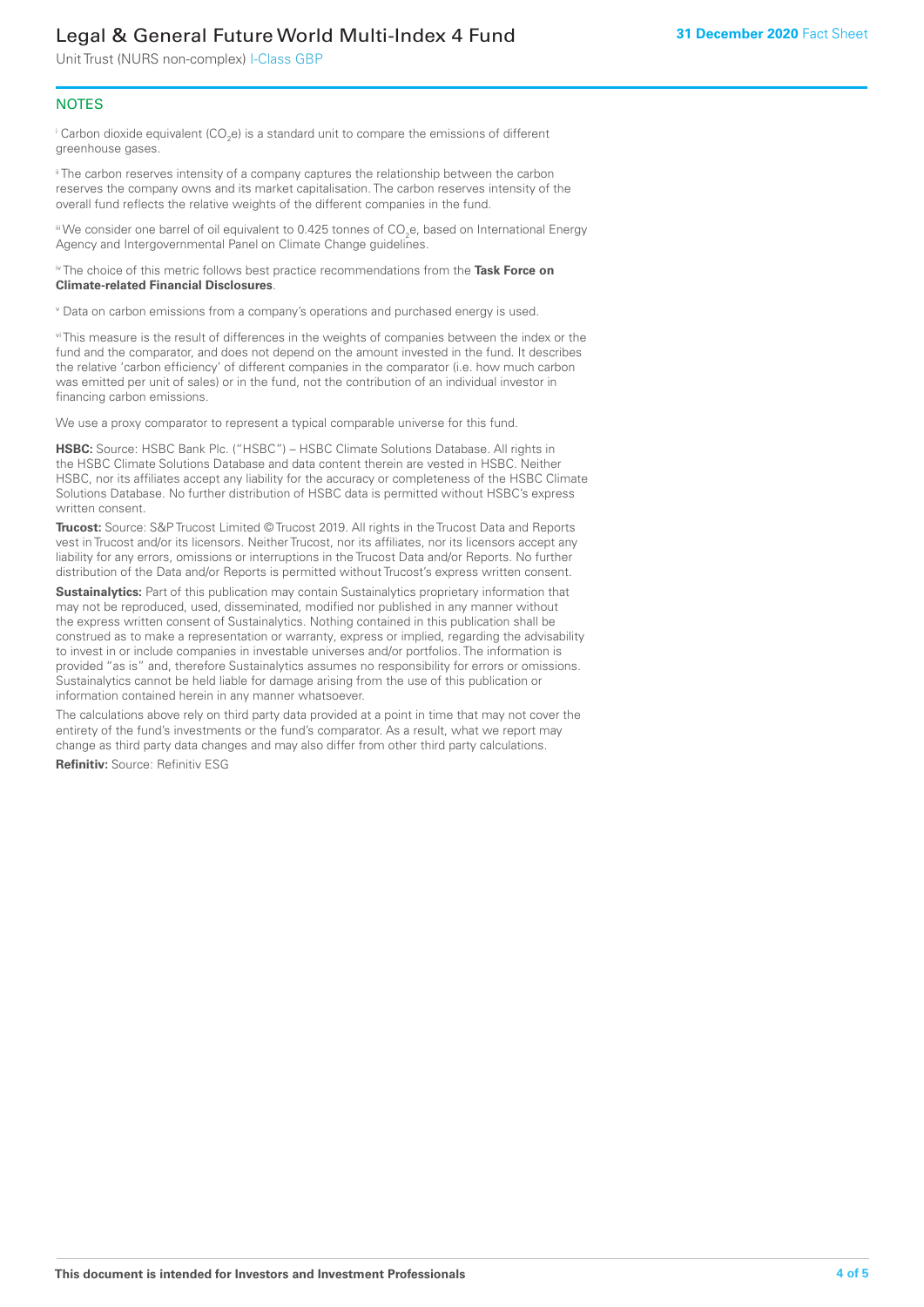## NOTES

[i] Carbon dioxide equivalent ($CO_2e$) is a standard unit to compare the emissions of different greenhouse gases.

[ii] The carbon reserves intensity of a company captures the relationship between the carbon reserves the company owns and its market capitalisation. The carbon reserves intensity of the overall fund reflects the relative weights of the different companies in the fund.

[iii] We consider one barrel of oil equivalent to 0.425 tonnes of $CO_2e$, based on International Energy Agency and Intergovernmental Panel on Climate Change guidelines.

[iv] The choice of this metric follows best practice recommendations from the **Task Force on Climate-related Financial Disclosures**.

[v] Data on carbon emissions from a company's operations and purchased energy is used.

[vi] This measure is the result of differences in the weights of companies between the index or the fund and the comparator, and does not depend on the amount invested in the fund. It describes the relative 'carbon efficiency' of different companies in the comparator (i.e. how much carbon was emitted per unit of sales) or in the fund, not the contribution of an individual investor in financing carbon emissions.

We use a proxy comparator to represent a typical comparable universe for this fund.

**HSBC:** Source: HSBC Bank Plc. ("HSBC") – HSBC Climate Solutions Database. All rights in the HSBC Climate Solutions Database and data content therein are vested in HSBC. Neither HSBC, nor its affiliates accept any liability for the accuracy or completeness of the HSBC Climate Solutions Database. No further distribution of HSBC data is permitted without HSBC's express written consent.

**Trucost:** Source: S&P Trucost Limited © Trucost 2019. All rights in the Trucost Data and Reports vest in Trucost and/or its licensors. Neither Trucost, nor its affiliates, nor its licensors accept any liability for any errors, omissions or interruptions in the Trucost Data and/or Reports. No further distribution of the Data and/or Reports is permitted without Trucost's express written consent.

**Sustainalytics:** Part of this publication may contain Sustainalytics proprietary information that may not be reproduced, used, disseminated, modified nor published in any manner without the express written consent of Sustainalytics. Nothing contained in this publication shall be construed as to make a representation or warranty, express or implied, regarding the advisability to invest in or include companies in investable universes and/or portfolios. The information is provided "as is" and, therefore Sustainalytics assumes no responsibility for errors or omissions. Sustainalytics cannot be held liable for damage arising from the use of this publication or information contained herein in any manner whatsoever.

The calculations above rely on third party data provided at a point in time that may not cover the entirety of the fund's investments or the fund's comparator. As a result, what we report may change as third party data changes and may also differ from other third party calculations.

**Refinitiv:** Source: Refinitiv ESG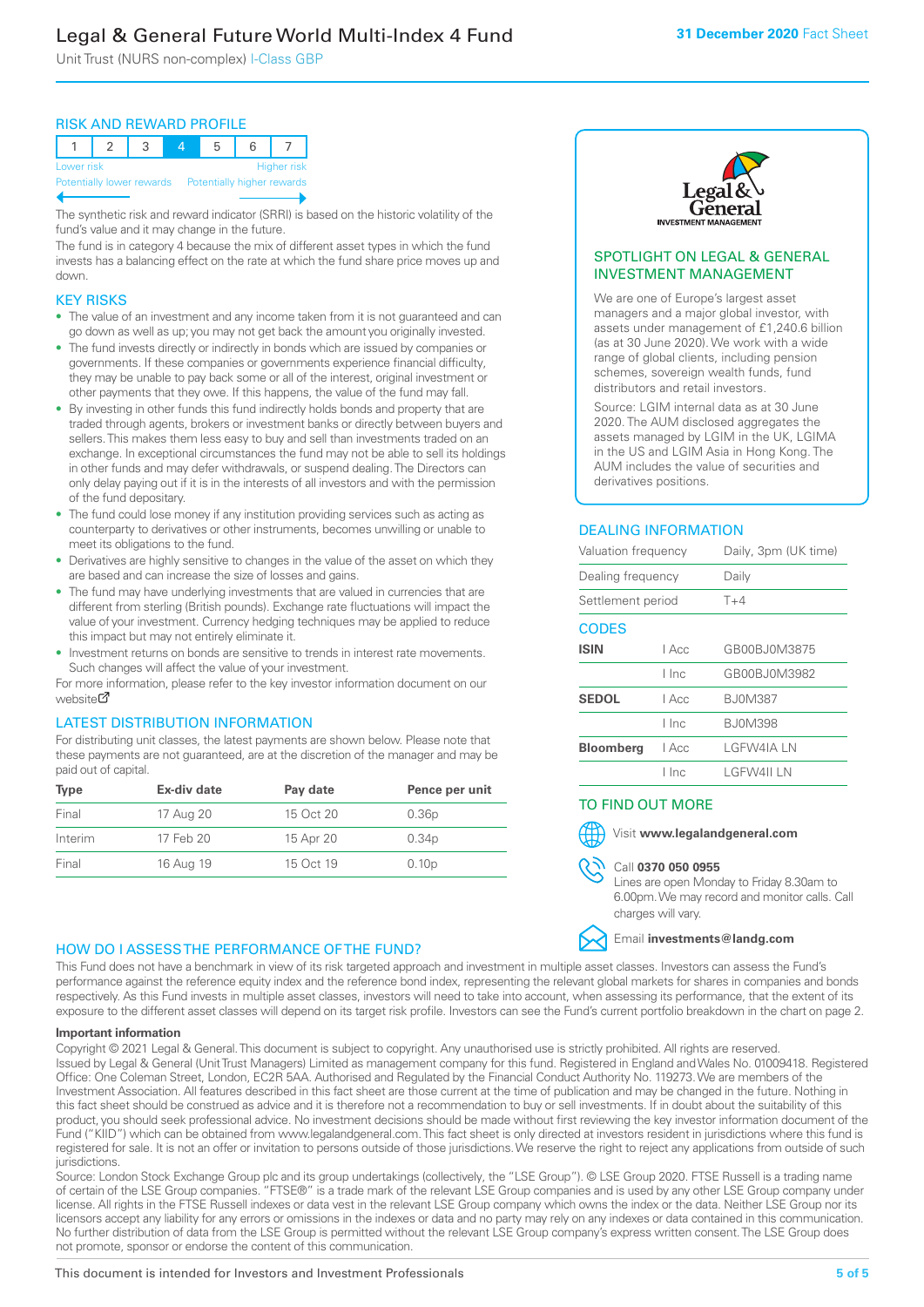# Legal & General Future World Multi-Index 4 Fund

Unit Trust (NURS non-complex) I-Class GBP

**31 December 2020** Fact Sheet

## RISK AND REWARD PROFILE

| 1 | 2 | 3 | 4 | 5 | 6 | 7 |
|---|---|---|---|---|---|---|

Lower risk — Higher risk

Potentially lower rewards — Potentially higher rewards

The synthetic risk and reward indicator (SRRI) is based on the historic volatility of the fund's value and it may change in the future.

The fund is in category 4 because the mix of different asset types in which the fund invests has a balancing effect on the rate at which the fund share price moves up and down.

## KEY RISKS

- The value of an investment and any income taken from it is not guaranteed and can go down as well as up; you may not get back the amount you originally invested.
- The fund invests directly or indirectly in bonds which are issued by companies or governments. If these companies or governments experience financial difficulty, they may be unable to pay back some or all of the interest, original investment or other payments that they owe. If this happens, the value of the fund may fall.
- By investing in other funds this fund indirectly holds bonds and property that are traded through agents, brokers or investment banks or directly between buyers and sellers. This makes them less easy to buy and sell than investments traded on an exchange. In exceptional circumstances the fund may not be able to sell its holdings in other funds and may defer withdrawals, or suspend dealing. The Directors can only delay paying out if it is in the interests of all investors and with the permission of the fund depositary.
- The fund could lose money if any institution providing services such as acting as counterparty to derivatives or other instruments, becomes unwilling or unable to meet its obligations to the fund.
- Derivatives are highly sensitive to changes in the value of the asset on which they are based and can increase the size of losses and gains.
- The fund may have underlying investments that are valued in currencies that are different from sterling (British pounds). Exchange rate fluctuations will impact the value of your investment. Currency hedging techniques may be applied to reduce this impact but may not entirely eliminate it.
- Investment returns on bonds are sensitive to trends in interest rate movements. Such changes will affect the value of your investment.

For more information, please refer to the key investor information document on our website

## LATEST DISTRIBUTION INFORMATION

For distributing unit classes, the latest payments are shown below. Please note that these payments are not guaranteed, are at the discretion of the manager and may be paid out of capital.

| Type | Ex-div date | Pay date | Pence per unit |
|---|---|---|---|
| Final | 17 Aug 20 | 15 Oct 20 | 0.36p |
| Interim | 17 Feb 20 | 15 Apr 20 | 0.34p |
| Final | 16 Aug 19 | 15 Oct 19 | 0.10p |

## SPOTLIGHT ON LEGAL & GENERAL INVESTMENT MANAGEMENT

We are one of Europe's largest asset managers and a major global investor, with assets under management of £1,240.6 billion (as at 30 June 2020). We work with a wide range of global clients, including pension schemes, sovereign wealth funds, fund distributors and retail investors.

Source: LGIM internal data as at 30 June 2020. The AUM disclosed aggregates the assets managed by LGIM in the UK, LGIMA in the US and LGIM Asia in Hong Kong. The AUM includes the value of securities and derivatives positions.

## DEALING INFORMATION

| | |
|---|---|
| Valuation frequency | Daily, 3pm (UK time) |
| Dealing frequency | Daily |
| Settlement period | T+4 |

## CODES

| | | |
|---|---|---|
| **ISIN** | I Acc | GB00BJ0M3875 |
| | I Inc | GB00BJ0M3982 |
| **SEDOL** | I Acc | BJ0M387 |
| | I Inc | BJ0M398 |
| **Bloomberg** | I Acc | LGFW4IA LN |
| | I Inc | LGFW4II LN |

## TO FIND OUT MORE

Visit **www.legalandgeneral.com**

Call **0370 050 0955**
Lines are open Monday to Friday 8.30am to 6.00pm. We may record and monitor calls. Call charges will vary.

Email **investments@landg.com**

## HOW DO I ASSESS THE PERFORMANCE OF THE FUND?

This Fund does not have a benchmark in view of its risk targeted approach and investment in multiple asset classes. Investors can assess the Fund's performance against the reference equity index and the reference bond index, representing the relevant global markets for shares in companies and bonds respectively. As this Fund invests in multiple asset classes, investors will need to take into account, when assessing its performance, that the extent of its exposure to the different asset classes will depend on its target risk profile. Investors can see the Fund's current portfolio breakdown in the chart on page 2.

**Important information**

Copyright © 2021 Legal & General. This document is subject to copyright. Any unauthorised use is strictly prohibited. All rights are reserved.

Issued by Legal & General (Unit Trust Managers) Limited as management company for this fund. Registered in England and Wales No. 01009418. Registered Office: One Coleman Street, London, EC2R 5AA. Authorised and Regulated by the Financial Conduct Authority No. 119273. We are members of the Investment Association. All features described in this fact sheet are those current at the time of publication and may be changed in the future. Nothing in this fact sheet should be construed as advice and it is therefore not a recommendation to buy or sell investments. If in doubt about the suitability of this product, you should seek professional advice. No investment decisions should be made without first reviewing the key investor information document of the Fund ("KIID") which can be obtained from www.legalandgeneral.com. This fact sheet is only directed at investors resident in jurisdictions where this fund is registered for sale. It is not an offer or invitation to persons outside of those jurisdictions. We reserve the right to reject any applications from outside of such jurisdictions.

Source: London Stock Exchange Group plc and its group undertakings (collectively, the "LSE Group"). © LSE Group 2020. FTSE Russell is a trading name of certain of the LSE Group companies. "FTSE®" is a trade mark of the relevant LSE Group companies and is used by any other LSE Group company under license. All rights in the FTSE Russell indexes or data vest in the relevant LSE Group company which owns the index or the data. Neither LSE Group nor its licensors accept any liability for any errors or omissions in the indexes or data and no party may rely on any indexes or data contained in this communication. No further distribution of data from the LSE Group is permitted without the relevant LSE Group company's express written consent. The LSE Group does not promote, sponsor or endorse the content of this communication.

This document is intended for Investors and Investment Professionals